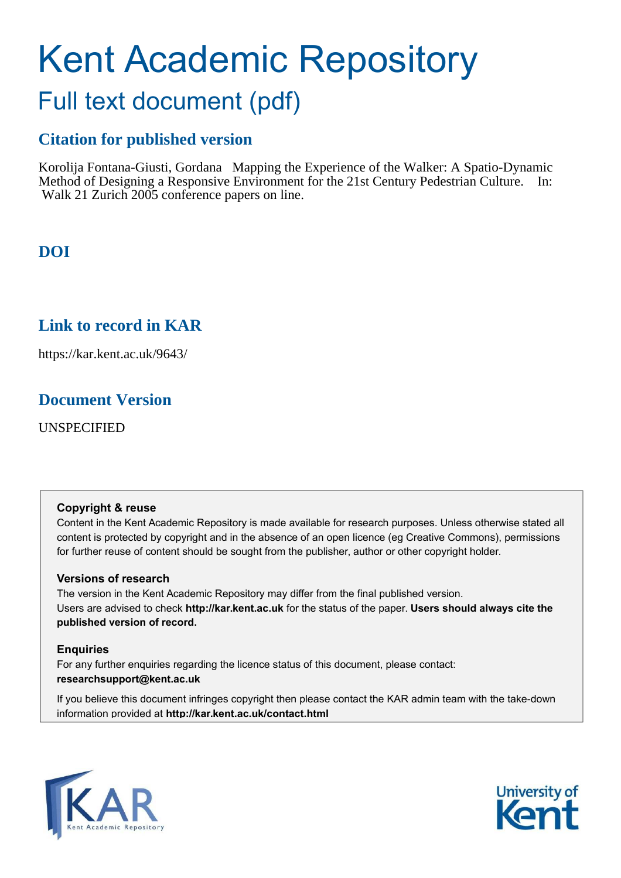# Kent Academic Repository

## Full text document (pdf)

### Citation for published version

Korolija Fontana-Giusti, Gordana Mapping the Experience of the Walker: A Spatio-Dynamic Method of Designing a Responsive Environment for the 21st Century Pedestrian Culture. In: Walk 21 Zurich 2005 conference papers on line.

### DOI

### Link to record in KAR

https://kar.kent.ac.uk/9643/

### Document Version

UNSPECIFIED

**Copyright & reuse**

Content in the Kent Academic Repository is made available for research purposes. Unless otherwise stated all content is protected by copyright and in the absence of an open licence (eg Creative Commons), permissions for further reuse of content should be sought from the publisher, author or other copyright holder.

**Versions of research**

The version in the Kent Academic Repository may differ from the final published version. Users are advised to check **http://kar.kent.ac.uk** for the status of the paper. **Users should always cite the published version of record.**

**Enquiries**

For any further enquiries regarding the licence status of this document, please contact: **researchsupport@kent.ac.uk**

If you believe this document infringes copyright then please contact the KAR admin team with the take-down information provided at **http://kar.kent.ac.uk/contact.html**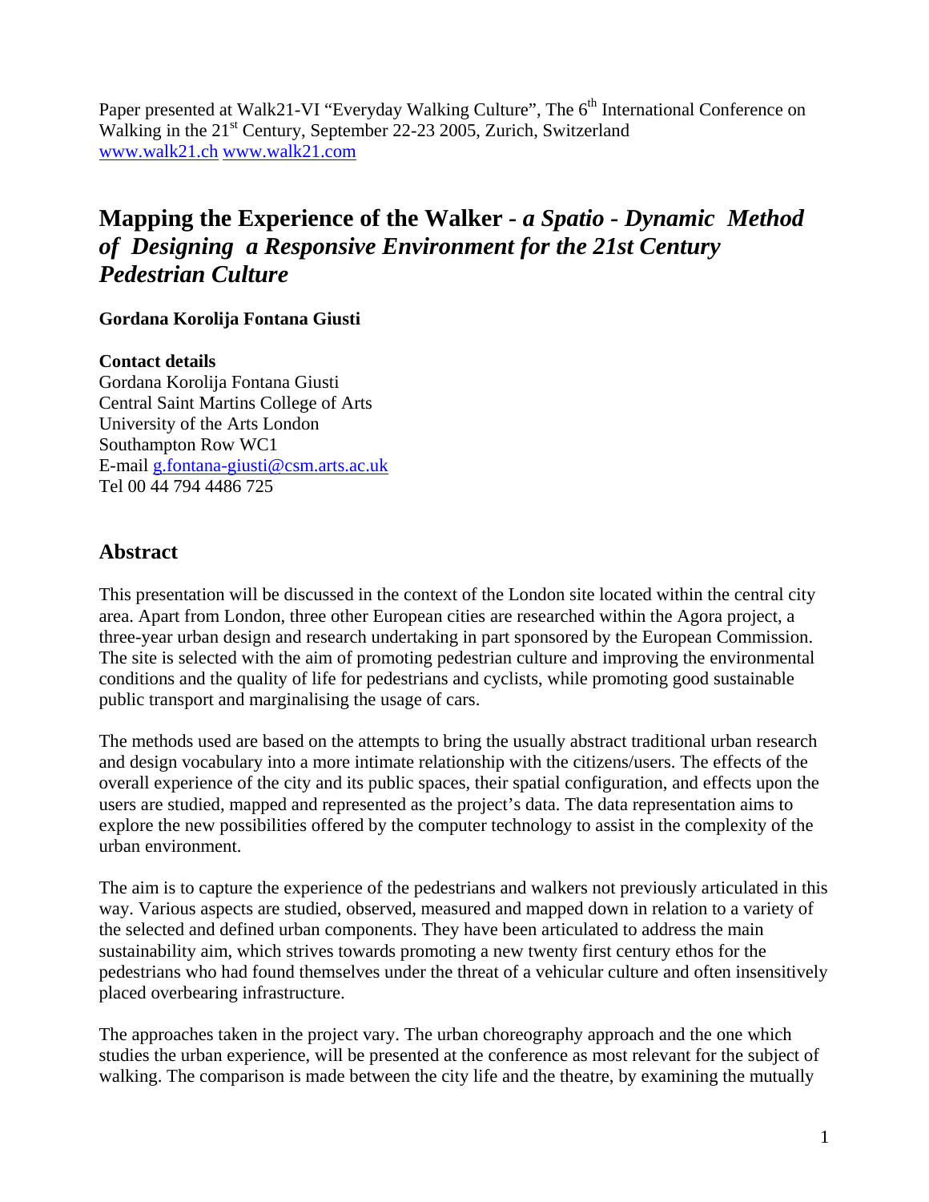Paper presented at Walk21-VI "Everyday Walking Culture", The 6th International Conference on Walking in the 21st Century, September 22-23 2005, Zurich, Switzerland
www.walk21.ch www.walk21.com

# Mapping the Experience of the Walker - *a Spatio - Dynamic Method of Designing a Responsive Environment for the 21st Century Pedestrian Culture*

**Gordana Korolija Fontana Giusti**

**Contact details**
Gordana Korolija Fontana Giusti
Central Saint Martins College of Arts
University of the Arts London
Southampton Row WC1
E-mail g.fontana-giusti@csm.arts.ac.uk
Tel 00 44 794 4486 725

## Abstract

This presentation will be discussed in the context of the London site located within the central city area. Apart from London, three other European cities are researched within the Agora project, a three-year urban design and research undertaking in part sponsored by the European Commission. The site is selected with the aim of promoting pedestrian culture and improving the environmental conditions and the quality of life for pedestrians and cyclists, while promoting good sustainable public transport and marginalising the usage of cars.

The methods used are based on the attempts to bring the usually abstract traditional urban research and design vocabulary into a more intimate relationship with the citizens/users. The effects of the overall experience of the city and its public spaces, their spatial configuration, and effects upon the users are studied, mapped and represented as the project's data. The data representation aims to explore the new possibilities offered by the computer technology to assist in the complexity of the urban environment.

The aim is to capture the experience of the pedestrians and walkers not previously articulated in this way. Various aspects are studied, observed, measured and mapped down in relation to a variety of the selected and defined urban components. They have been articulated to address the main sustainability aim, which strives towards promoting a new twenty first century ethos for the pedestrians who had found themselves under the threat of a vehicular culture and often insensitively placed overbearing infrastructure.

The approaches taken in the project vary. The urban choreography approach and the one which studies the urban experience, will be presented at the conference as most relevant for the subject of walking. The comparison is made between the city life and the theatre, by examining the mutually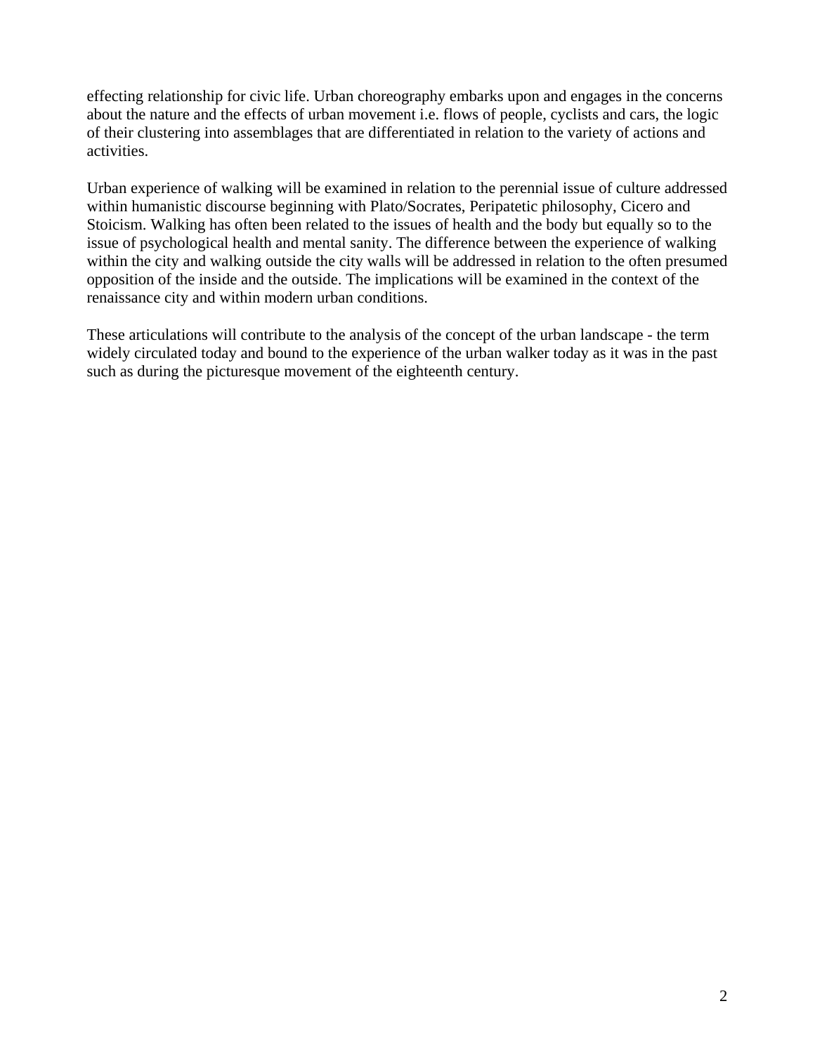effecting relationship for civic life. Urban choreography embarks upon and engages in the concerns about the nature and the effects of urban movement i.e. flows of people, cyclists and cars, the logic of their clustering into assemblages that are differentiated in relation to the variety of actions and activities.

Urban experience of walking will be examined in relation to the perennial issue of culture addressed within humanistic discourse beginning with Plato/Socrates, Peripatetic philosophy, Cicero and Stoicism. Walking has often been related to the issues of health and the body but equally so to the issue of psychological health and mental sanity. The difference between the experience of walking within the city and walking outside the city walls will be addressed in relation to the often presumed opposition of the inside and the outside. The implications will be examined in the context of the renaissance city and within modern urban conditions.

These articulations will contribute to the analysis of the concept of the urban landscape - the term widely circulated today and bound to the experience of the urban walker today as it was in the past such as during the picturesque movement of the eighteenth century.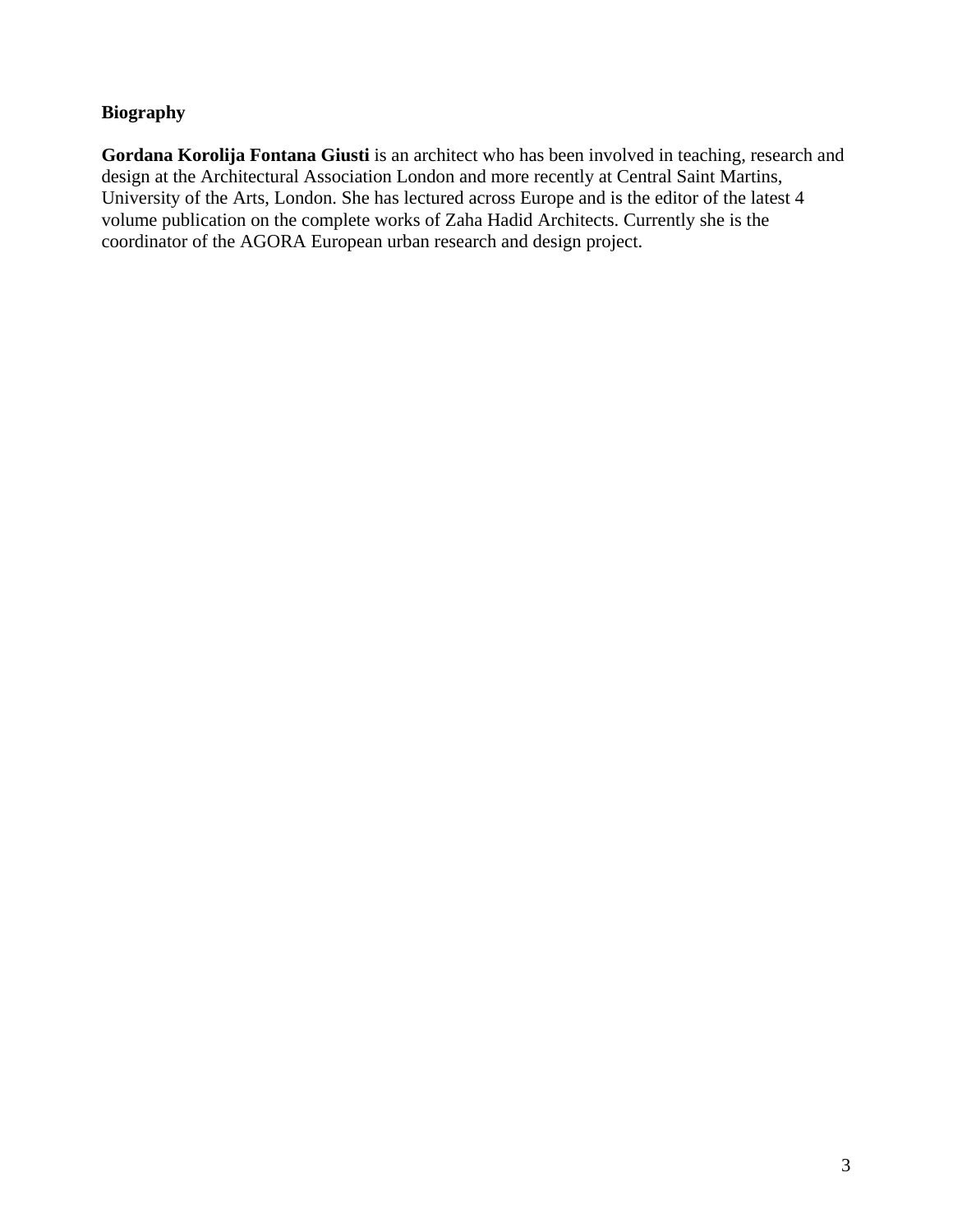**Biography**

**Gordana Korolija Fontana Giusti** is an architect who has been involved in teaching, research and design at the Architectural Association London and more recently at Central Saint Martins, University of the Arts, London. She has lectured across Europe and is the editor of the latest 4 volume publication on the complete works of Zaha Hadid Architects. Currently she is the coordinator of the AGORA European urban research and design project.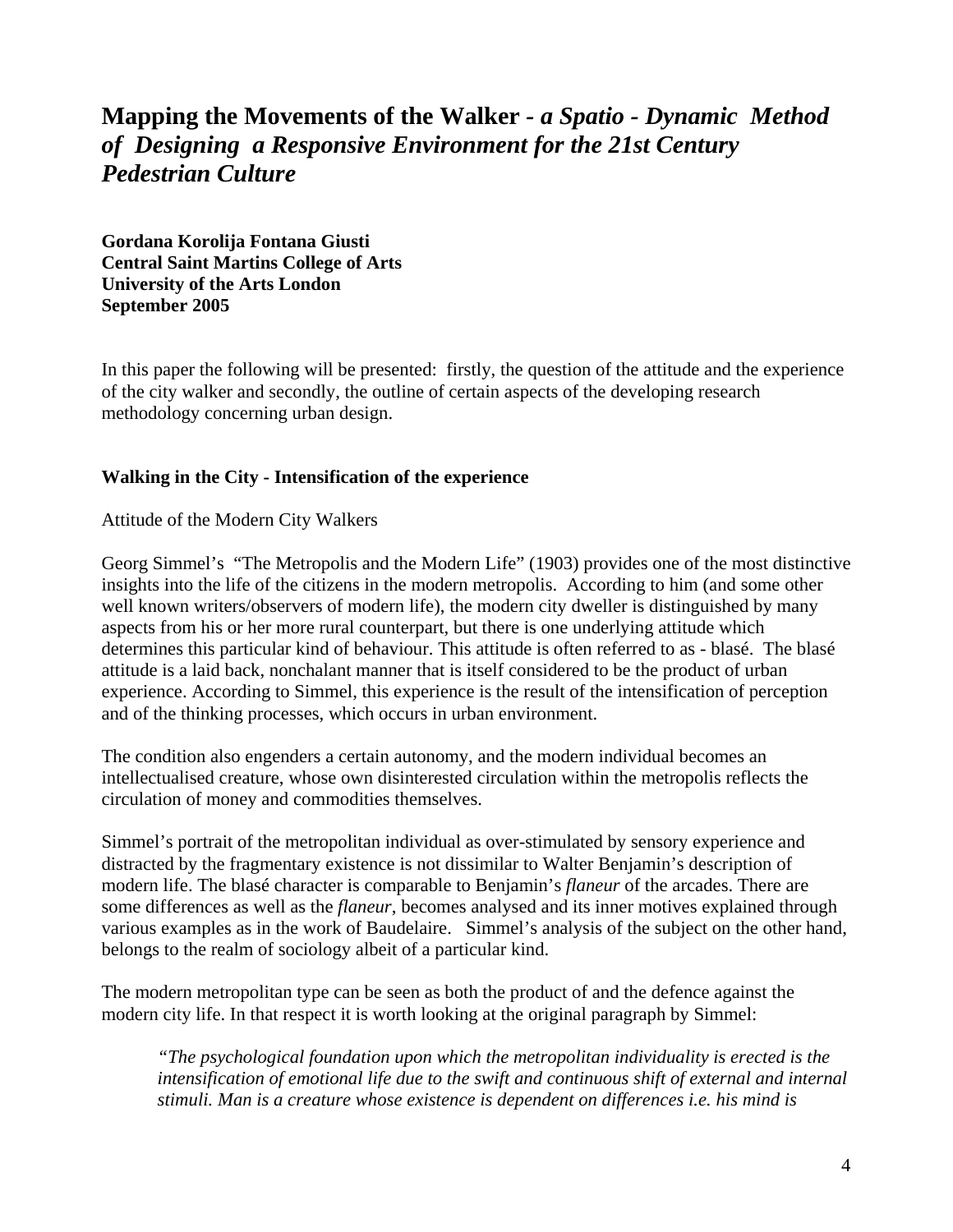# Mapping the Movements of the Walker - *a Spatio - Dynamic Method of Designing a Responsive Environment for the 21st Century Pedestrian Culture*

**Gordana Korolija Fontana Giusti**
**Central Saint Martins College of Arts**
**University of the Arts London**
**September 2005**

In this paper the following will be presented: firstly, the question of the attitude and the experience of the city walker and secondly, the outline of certain aspects of the developing research methodology concerning urban design.

## Walking in the City - Intensification of the experience

Attitude of the Modern City Walkers

Georg Simmel's "The Metropolis and the Modern Life" (1903) provides one of the most distinctive insights into the life of the citizens in the modern metropolis. According to him (and some other well known writers/observers of modern life), the modern city dweller is distinguished by many aspects from his or her more rural counterpart, but there is one underlying attitude which determines this particular kind of behaviour. This attitude is often referred to as - blasé. The blasé attitude is a laid back, nonchalant manner that is itself considered to be the product of urban experience. According to Simmel, this experience is the result of the intensification of perception and of the thinking processes, which occurs in urban environment.

The condition also engenders a certain autonomy, and the modern individual becomes an intellectualised creature, whose own disinterested circulation within the metropolis reflects the circulation of money and commodities themselves.

Simmel's portrait of the metropolitan individual as over-stimulated by sensory experience and distracted by the fragmentary existence is not dissimilar to Walter Benjamin's description of modern life. The blasé character is comparable to Benjamin's *flaneur* of the arcades. There are some differences as well as the *flaneur*, becomes analysed and its inner motives explained through various examples as in the work of Baudelaire. Simmel's analysis of the subject on the other hand, belongs to the realm of sociology albeit of a particular kind.

The modern metropolitan type can be seen as both the product of and the defence against the modern city life. In that respect it is worth looking at the original paragraph by Simmel:

> *"The psychological foundation upon which the metropolitan individuality is erected is the intensification of emotional life due to the swift and continuous shift of external and internal stimuli. Man is a creature whose existence is dependent on differences i.e. his mind is*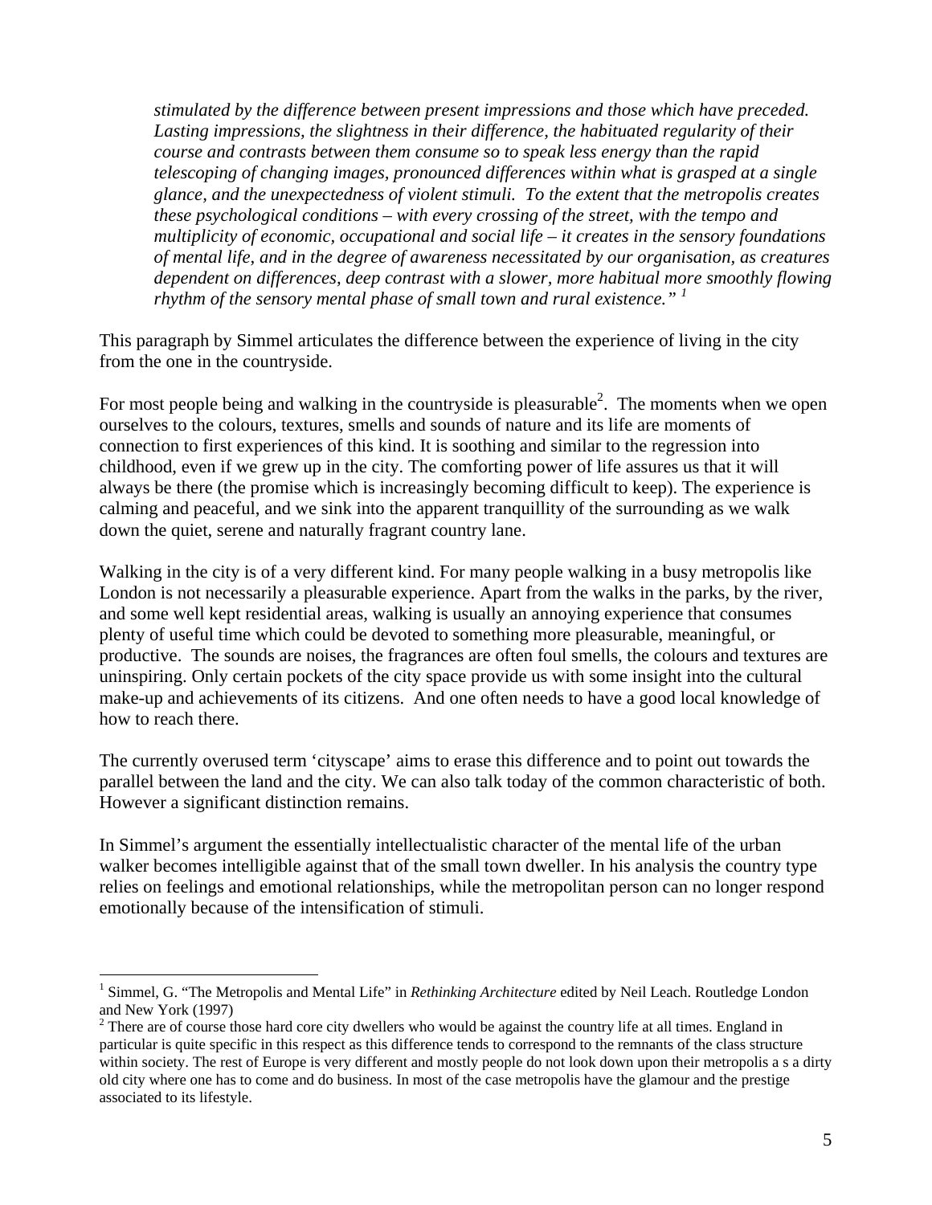*stimulated by the difference between present impressions and those which have preceded. Lasting impressions, the slightness in their difference, the habituated regularity of their course and contrasts between them consume so to speak less energy than the rapid telescoping of changing images, pronounced differences within what is grasped at a single glance, and the unexpectedness of violent stimuli. To the extent that the metropolis creates these psychological conditions – with every crossing of the street, with the tempo and multiplicity of economic, occupational and social life – it creates in the sensory foundations of mental life, and in the degree of awareness necessitated by our organisation, as creatures dependent on differences, deep contrast with a slower, more habitual more smoothly flowing rhythm of the sensory mental phase of small town and rural existence." [1]*

This paragraph by Simmel articulates the difference between the experience of living in the city from the one in the countryside.

For most people being and walking in the countryside is pleasurable[2]. The moments when we open ourselves to the colours, textures, smells and sounds of nature and its life are moments of connection to first experiences of this kind. It is soothing and similar to the regression into childhood, even if we grew up in the city. The comforting power of life assures us that it will always be there (the promise which is increasingly becoming difficult to keep). The experience is calming and peaceful, and we sink into the apparent tranquillity of the surrounding as we walk down the quiet, serene and naturally fragrant country lane.

Walking in the city is of a very different kind. For many people walking in a busy metropolis like London is not necessarily a pleasurable experience. Apart from the walks in the parks, by the river, and some well kept residential areas, walking is usually an annoying experience that consumes plenty of useful time which could be devoted to something more pleasurable, meaningful, or productive. The sounds are noises, the fragrances are often foul smells, the colours and textures are uninspiring. Only certain pockets of the city space provide us with some insight into the cultural make-up and achievements of its citizens. And one often needs to have a good local knowledge of how to reach there.

The currently overused term 'cityscape' aims to erase this difference and to point out towards the parallel between the land and the city. We can also talk today of the common characteristic of both. However a significant distinction remains.

In Simmel's argument the essentially intellectualistic character of the mental life of the urban walker becomes intelligible against that of the small town dweller. In his analysis the country type relies on feelings and emotional relationships, while the metropolitan person can no longer respond emotionally because of the intensification of stimuli.

---

[1] Simmel, G. "The Metropolis and Mental Life" in *Rethinking Architecture* edited by Neil Leach. Routledge London and New York (1997)

[2] There are of course those hard core city dwellers who would be against the country life at all times. England in particular is quite specific in this respect as this difference tends to correspond to the remnants of the class structure within society. The rest of Europe is very different and mostly people do not look down upon their metropolis a s a dirty old city where one has to come and do business. In most of the case metropolis have the glamour and the prestige associated to its lifestyle.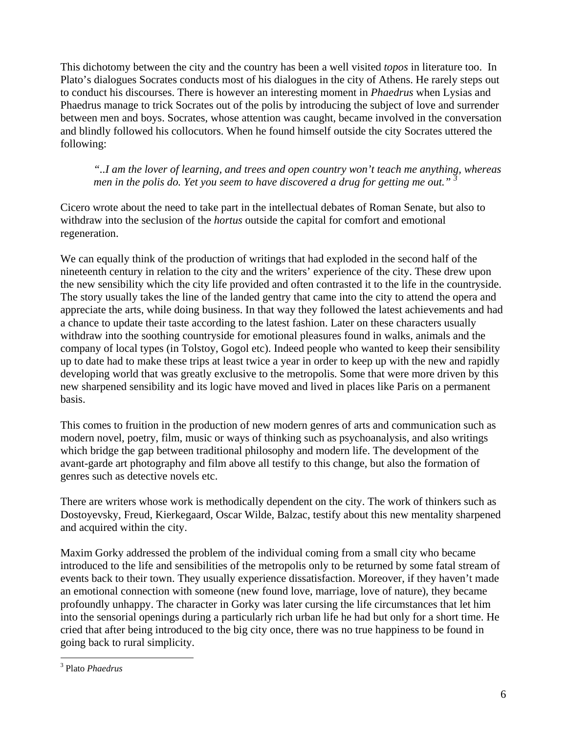This dichotomy between the city and the country has been a well visited *topos* in literature too. In Plato's dialogues Socrates conducts most of his dialogues in the city of Athens. He rarely steps out to conduct his discourses. There is however an interesting moment in *Phaedrus* when Lysias and Phaedrus manage to trick Socrates out of the polis by introducing the subject of love and surrender between men and boys. Socrates, whose attention was caught, became involved in the conversation and blindly followed his collocutors. When he found himself outside the city Socrates uttered the following:

> *"..I am the lover of learning, and trees and open country won't teach me anything, whereas men in the polis do. Yet you seem to have discovered a drug for getting me out."* [3]

Cicero wrote about the need to take part in the intellectual debates of Roman Senate, but also to withdraw into the seclusion of the *hortus* outside the capital for comfort and emotional regeneration.

We can equally think of the production of writings that had exploded in the second half of the nineteenth century in relation to the city and the writers' experience of the city. These drew upon the new sensibility which the city life provided and often contrasted it to the life in the countryside. The story usually takes the line of the landed gentry that came into the city to attend the opera and appreciate the arts, while doing business. In that way they followed the latest achievements and had a chance to update their taste according to the latest fashion. Later on these characters usually withdraw into the soothing countryside for emotional pleasures found in walks, animals and the company of local types (in Tolstoy, Gogol etc). Indeed people who wanted to keep their sensibility up to date had to make these trips at least twice a year in order to keep up with the new and rapidly developing world that was greatly exclusive to the metropolis. Some that were more driven by this new sharpened sensibility and its logic have moved and lived in places like Paris on a permanent basis.

This comes to fruition in the production of new modern genres of arts and communication such as modern novel, poetry, film, music or ways of thinking such as psychoanalysis, and also writings which bridge the gap between traditional philosophy and modern life. The development of the avant-garde art photography and film above all testify to this change, but also the formation of genres such as detective novels etc.

There are writers whose work is methodically dependent on the city. The work of thinkers such as Dostoyevsky, Freud, Kierkegaard, Oscar Wilde, Balzac, testify about this new mentality sharpened and acquired within the city.

Maxim Gorky addressed the problem of the individual coming from a small city who became introduced to the life and sensibilities of the metropolis only to be returned by some fatal stream of events back to their town. They usually experience dissatisfaction. Moreover, if they haven't made an emotional connection with someone (new found love, marriage, love of nature), they became profoundly unhappy. The character in Gorky was later cursing the life circumstances that let him into the sensorial openings during a particularly rich urban life he had but only for a short time. He cried that after being introduced to the big city once, there was no true happiness to be found in going back to rural simplicity.

---

[3] Plato *Phaedrus*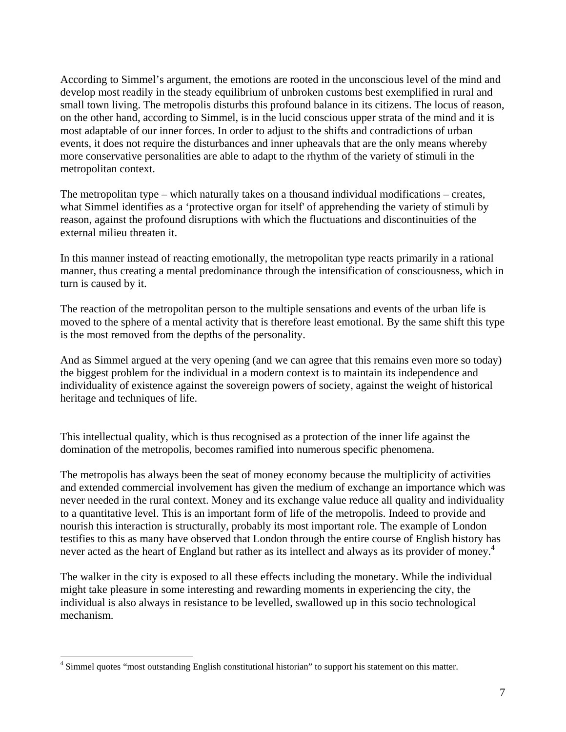According to Simmel's argument, the emotions are rooted in the unconscious level of the mind and develop most readily in the steady equilibrium of unbroken customs best exemplified in rural and small town living. The metropolis disturbs this profound balance in its citizens. The locus of reason, on the other hand, according to Simmel, is in the lucid conscious upper strata of the mind and it is most adaptable of our inner forces. In order to adjust to the shifts and contradictions of urban events, it does not require the disturbances and inner upheavals that are the only means whereby more conservative personalities are able to adapt to the rhythm of the variety of stimuli in the metropolitan context.

The metropolitan type – which naturally takes on a thousand individual modifications – creates, what Simmel identifies as a 'protective organ for itself' of apprehending the variety of stimuli by reason, against the profound disruptions with which the fluctuations and discontinuities of the external milieu threaten it.

In this manner instead of reacting emotionally, the metropolitan type reacts primarily in a rational manner, thus creating a mental predominance through the intensification of consciousness, which in turn is caused by it.

The reaction of the metropolitan person to the multiple sensations and events of the urban life is moved to the sphere of a mental activity that is therefore least emotional. By the same shift this type is the most removed from the depths of the personality.

And as Simmel argued at the very opening (and we can agree that this remains even more so today) the biggest problem for the individual in a modern context is to maintain its independence and individuality of existence against the sovereign powers of society, against the weight of historical heritage and techniques of life.

This intellectual quality, which is thus recognised as a protection of the inner life against the domination of the metropolis, becomes ramified into numerous specific phenomena.

The metropolis has always been the seat of money economy because the multiplicity of activities and extended commercial involvement has given the medium of exchange an importance which was never needed in the rural context. Money and its exchange value reduce all quality and individuality to a quantitative level. This is an important form of life of the metropolis. Indeed to provide and nourish this interaction is structurally, probably its most important role. The example of London testifies to this as many have observed that London through the entire course of English history has never acted as the heart of England but rather as its intellect and always as its provider of money.[4]

The walker in the city is exposed to all these effects including the monetary. While the individual might take pleasure in some interesting and rewarding moments in experiencing the city, the individual is also always in resistance to be levelled, swallowed up in this socio technological mechanism.

[4] Simmel quotes "most outstanding English constitutional historian" to support his statement on this matter.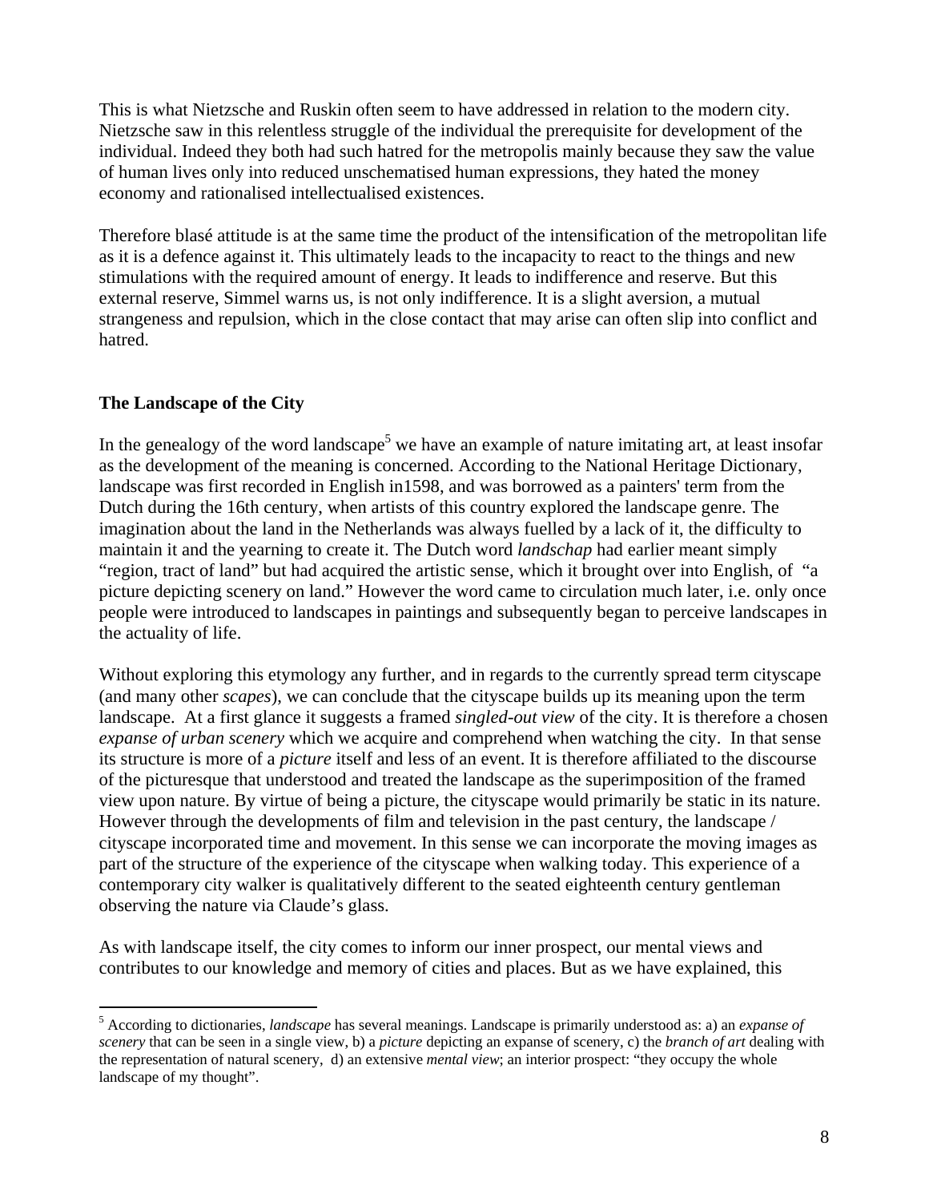This is what Nietzsche and Ruskin often seem to have addressed in relation to the modern city. Nietzsche saw in this relentless struggle of the individual the prerequisite for development of the individual. Indeed they both had such hatred for the metropolis mainly because they saw the value of human lives only into reduced unschematised human expressions, they hated the money economy and rationalised intellectualised existences.

Therefore blasé attitude is at the same time the product of the intensification of the metropolitan life as it is a defence against it. This ultimately leads to the incapacity to react to the things and new stimulations with the required amount of energy. It leads to indifference and reserve. But this external reserve, Simmel warns us, is not only indifference. It is a slight aversion, a mutual strangeness and repulsion, which in the close contact that may arise can often slip into conflict and hatred.

## The Landscape of the City

In the genealogy of the word landscape[5] we have an example of nature imitating art, at least insofar as the development of the meaning is concerned. According to the National Heritage Dictionary, landscape was first recorded in English in1598, and was borrowed as a painters' term from the Dutch during the 16th century, when artists of this country explored the landscape genre. The imagination about the land in the Netherlands was always fuelled by a lack of it, the difficulty to maintain it and the yearning to create it. The Dutch word *landschap* had earlier meant simply "region, tract of land" but had acquired the artistic sense, which it brought over into English, of "a picture depicting scenery on land." However the word came to circulation much later, i.e. only once people were introduced to landscapes in paintings and subsequently began to perceive landscapes in the actuality of life.

Without exploring this etymology any further, and in regards to the currently spread term cityscape (and many other *scapes*), we can conclude that the cityscape builds up its meaning upon the term landscape. At a first glance it suggests a framed *singled-out view* of the city. It is therefore a chosen *expanse of urban scenery* which we acquire and comprehend when watching the city. In that sense its structure is more of a *picture* itself and less of an event. It is therefore affiliated to the discourse of the picturesque that understood and treated the landscape as the superimposition of the framed view upon nature. By virtue of being a picture, the cityscape would primarily be static in its nature. However through the developments of film and television in the past century, the landscape / cityscape incorporated time and movement. In this sense we can incorporate the moving images as part of the structure of the experience of the cityscape when walking today. This experience of a contemporary city walker is qualitatively different to the seated eighteenth century gentleman observing the nature via Claude's glass.

As with landscape itself, the city comes to inform our inner prospect, our mental views and contributes to our knowledge and memory of cities and places. But as we have explained, this

---

[5] According to dictionaries, *landscape* has several meanings. Landscape is primarily understood as: a) an *expanse of scenery* that can be seen in a single view, b) a *picture* depicting an expanse of scenery, c) the *branch of art* dealing with the representation of natural scenery, d) an extensive *mental view*; an interior prospect: "they occupy the whole landscape of my thought".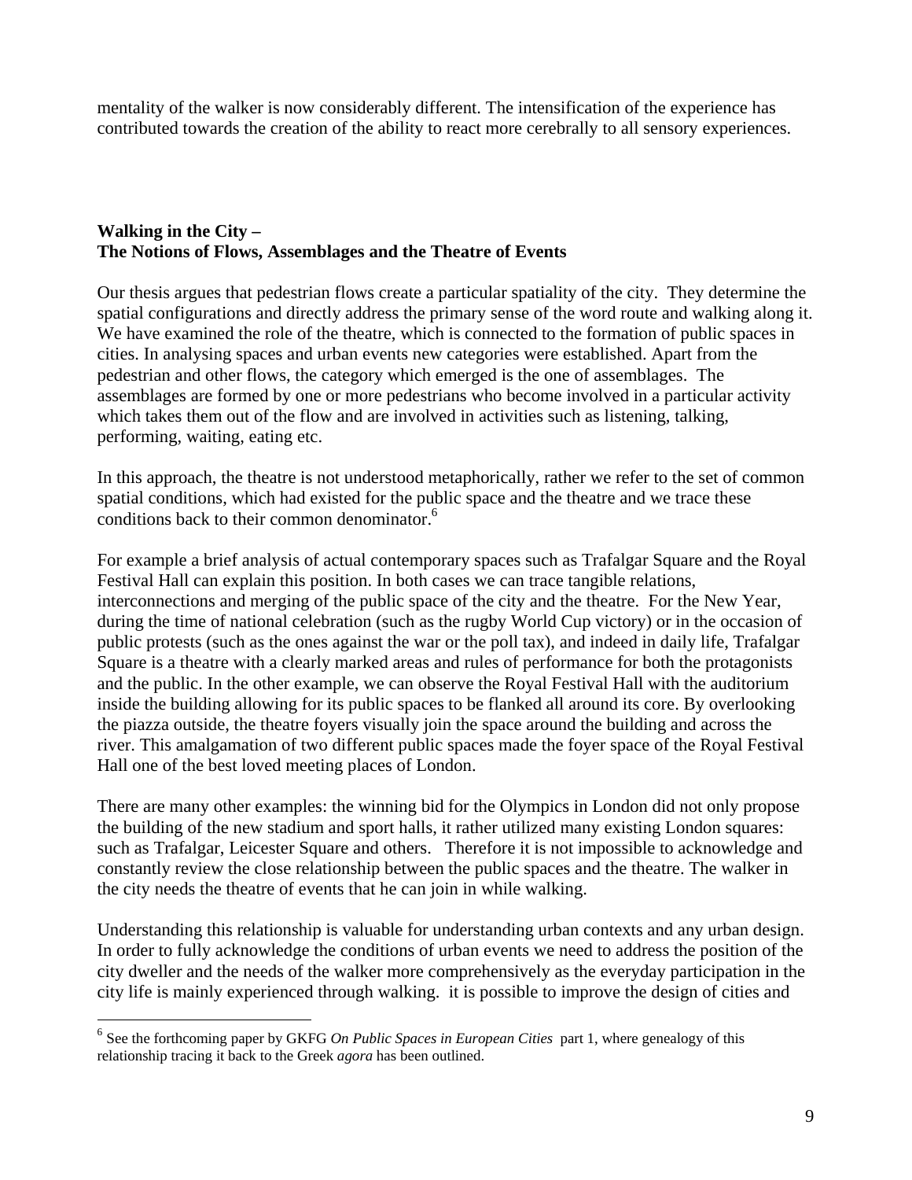mentality of the walker is now considerably different. The intensification of the experience has contributed towards the creation of the ability to react more cerebrally to all sensory experiences.

## Walking in the City – The Notions of Flows, Assemblages and the Theatre of Events

Our thesis argues that pedestrian flows create a particular spatiality of the city. They determine the spatial configurations and directly address the primary sense of the word route and walking along it. We have examined the role of the theatre, which is connected to the formation of public spaces in cities. In analysing spaces and urban events new categories were established. Apart from the pedestrian and other flows, the category which emerged is the one of assemblages. The assemblages are formed by one or more pedestrians who become involved in a particular activity which takes them out of the flow and are involved in activities such as listening, talking, performing, waiting, eating etc.

In this approach, the theatre is not understood metaphorically, rather we refer to the set of common spatial conditions, which had existed for the public space and the theatre and we trace these conditions back to their common denominator.[6]

For example a brief analysis of actual contemporary spaces such as Trafalgar Square and the Royal Festival Hall can explain this position. In both cases we can trace tangible relations, interconnections and merging of the public space of the city and the theatre. For the New Year, during the time of national celebration (such as the rugby World Cup victory) or in the occasion of public protests (such as the ones against the war or the poll tax), and indeed in daily life, Trafalgar Square is a theatre with a clearly marked areas and rules of performance for both the protagonists and the public. In the other example, we can observe the Royal Festival Hall with the auditorium inside the building allowing for its public spaces to be flanked all around its core. By overlooking the piazza outside, the theatre foyers visually join the space around the building and across the river. This amalgamation of two different public spaces made the foyer space of the Royal Festival Hall one of the best loved meeting places of London.

There are many other examples: the winning bid for the Olympics in London did not only propose the building of the new stadium and sport halls, it rather utilized many existing London squares: such as Trafalgar, Leicester Square and others. Therefore it is not impossible to acknowledge and constantly review the close relationship between the public spaces and the theatre. The walker in the city needs the theatre of events that he can join in while walking.

Understanding this relationship is valuable for understanding urban contexts and any urban design. In order to fully acknowledge the conditions of urban events we need to address the position of the city dweller and the needs of the walker more comprehensively as the everyday participation in the city life is mainly experienced through walking. it is possible to improve the design of cities and

---

[6] See the forthcoming paper by GKFG *On Public Spaces in European Cities* part 1, where genealogy of this relationship tracing it back to the Greek *agora* has been outlined.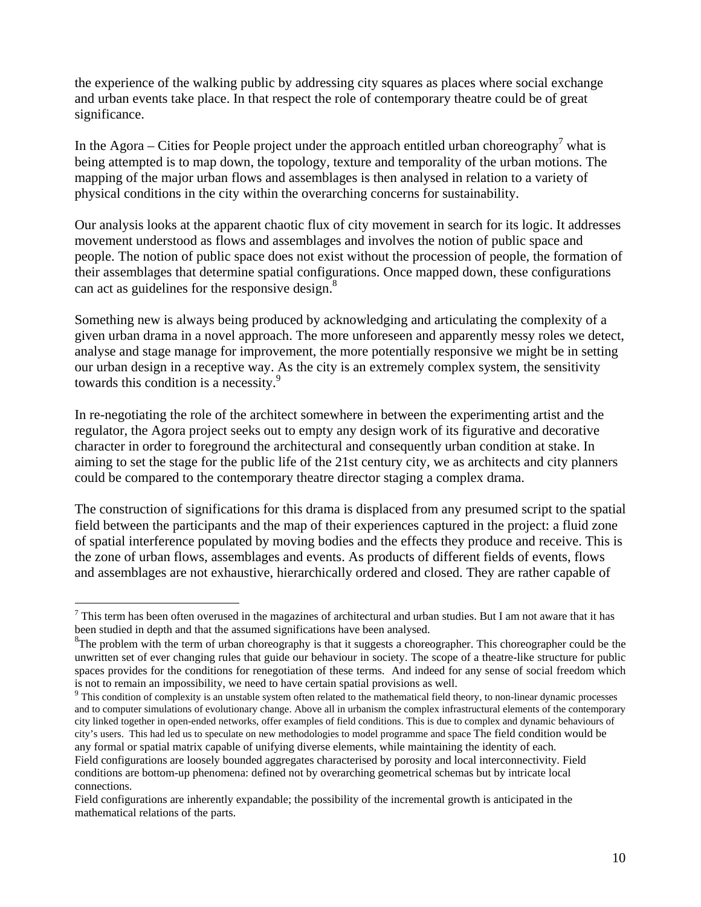the experience of the walking public by addressing city squares as places where social exchange and urban events take place. In that respect the role of contemporary theatre could be of great significance.

In the Agora – Cities for People project under the approach entitled urban choreography[7] what is being attempted is to map down, the topology, texture and temporality of the urban motions. The mapping of the major urban flows and assemblages is then analysed in relation to a variety of physical conditions in the city within the overarching concerns for sustainability.

Our analysis looks at the apparent chaotic flux of city movement in search for its logic. It addresses movement understood as flows and assemblages and involves the notion of public space and people. The notion of public space does not exist without the procession of people, the formation of their assemblages that determine spatial configurations. Once mapped down, these configurations can act as guidelines for the responsive design.[8]

Something new is always being produced by acknowledging and articulating the complexity of a given urban drama in a novel approach. The more unforeseen and apparently messy roles we detect, analyse and stage manage for improvement, the more potentially responsive we might be in setting our urban design in a receptive way. As the city is an extremely complex system, the sensitivity towards this condition is a necessity.[9]

In re-negotiating the role of the architect somewhere in between the experimenting artist and the regulator, the Agora project seeks out to empty any design work of its figurative and decorative character in order to foreground the architectural and consequently urban condition at stake. In aiming to set the stage for the public life of the 21st century city, we as architects and city planners could be compared to the contemporary theatre director staging a complex drama.

The construction of significations for this drama is displaced from any presumed script to the spatial field between the participants and the map of their experiences captured in the project: a fluid zone of spatial interference populated by moving bodies and the effects they produce and receive. This is the zone of urban flows, assemblages and events. As products of different fields of events, flows and assemblages are not exhaustive, hierarchically ordered and closed. They are rather capable of

---

[7] This term has been often overused in the magazines of architectural and urban studies. But I am not aware that it has been studied in depth and that the assumed significations have been analysed.

[8] The problem with the term of urban choreography is that it suggests a choreographer. This choreographer could be the unwritten set of ever changing rules that guide our behaviour in society. The scope of a theatre-like structure for public spaces provides for the conditions for renegotiation of these terms. And indeed for any sense of social freedom which is not to remain an impossibility, we need to have certain spatial provisions as well.

[9] This condition of complexity is an unstable system often related to the mathematical field theory, to non-linear dynamic processes and to computer simulations of evolutionary change. Above all in urbanism the complex infrastructural elements of the contemporary city linked together in open-ended networks, offer examples of field conditions. This is due to complex and dynamic behaviours of city's users. This had led us to speculate on new methodologies to model programme and space The field condition would be any formal or spatial matrix capable of unifying diverse elements, while maintaining the identity of each.

Field configurations are loosely bounded aggregates characterised by porosity and local interconnectivity. Field conditions are bottom-up phenomena: defined not by overarching geometrical schemas but by intricate local connections.

Field configurations are inherently expandable; the possibility of the incremental growth is anticipated in the mathematical relations of the parts.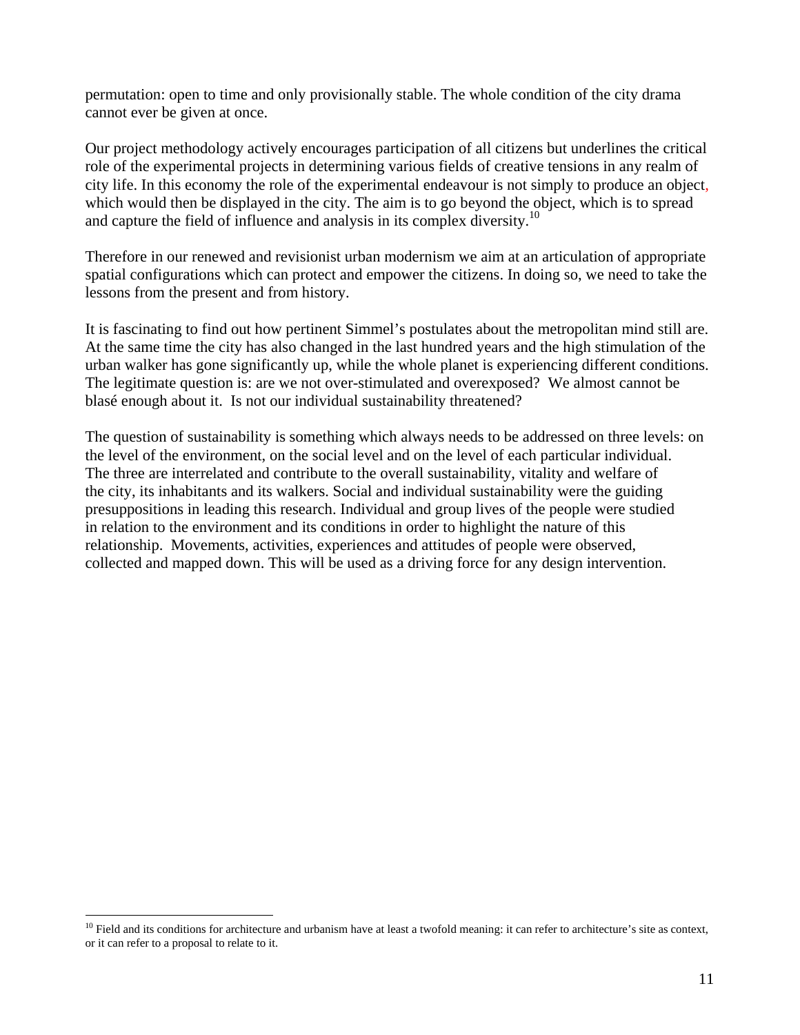permutation: open to time and only provisionally stable. The whole condition of the city drama cannot ever be given at once.

Our project methodology actively encourages participation of all citizens but underlines the critical role of the experimental projects in determining various fields of creative tensions in any realm of city life. In this economy the role of the experimental endeavour is not simply to produce an object, which would then be displayed in the city. The aim is to go beyond the object, which is to spread and capture the field of influence and analysis in its complex diversity.[10]

Therefore in our renewed and revisionist urban modernism we aim at an articulation of appropriate spatial configurations which can protect and empower the citizens. In doing so, we need to take the lessons from the present and from history.

It is fascinating to find out how pertinent Simmel's postulates about the metropolitan mind still are. At the same time the city has also changed in the last hundred years and the high stimulation of the urban walker has gone significantly up, while the whole planet is experiencing different conditions. The legitimate question is: are we not over-stimulated and overexposed? We almost cannot be blasé enough about it. Is not our individual sustainability threatened?

The question of sustainability is something which always needs to be addressed on three levels: on the level of the environment, on the social level and on the level of each particular individual. The three are interrelated and contribute to the overall sustainability, vitality and welfare of the city, its inhabitants and its walkers. Social and individual sustainability were the guiding presuppositions in leading this research. Individual and group lives of the people were studied in relation to the environment and its conditions in order to highlight the nature of this relationship. Movements, activities, experiences and attitudes of people were observed, collected and mapped down. This will be used as a driving force for any design intervention.

---

[10] Field and its conditions for architecture and urbanism have at least a twofold meaning: it can refer to architecture's site as context, or it can refer to a proposal to relate to it.